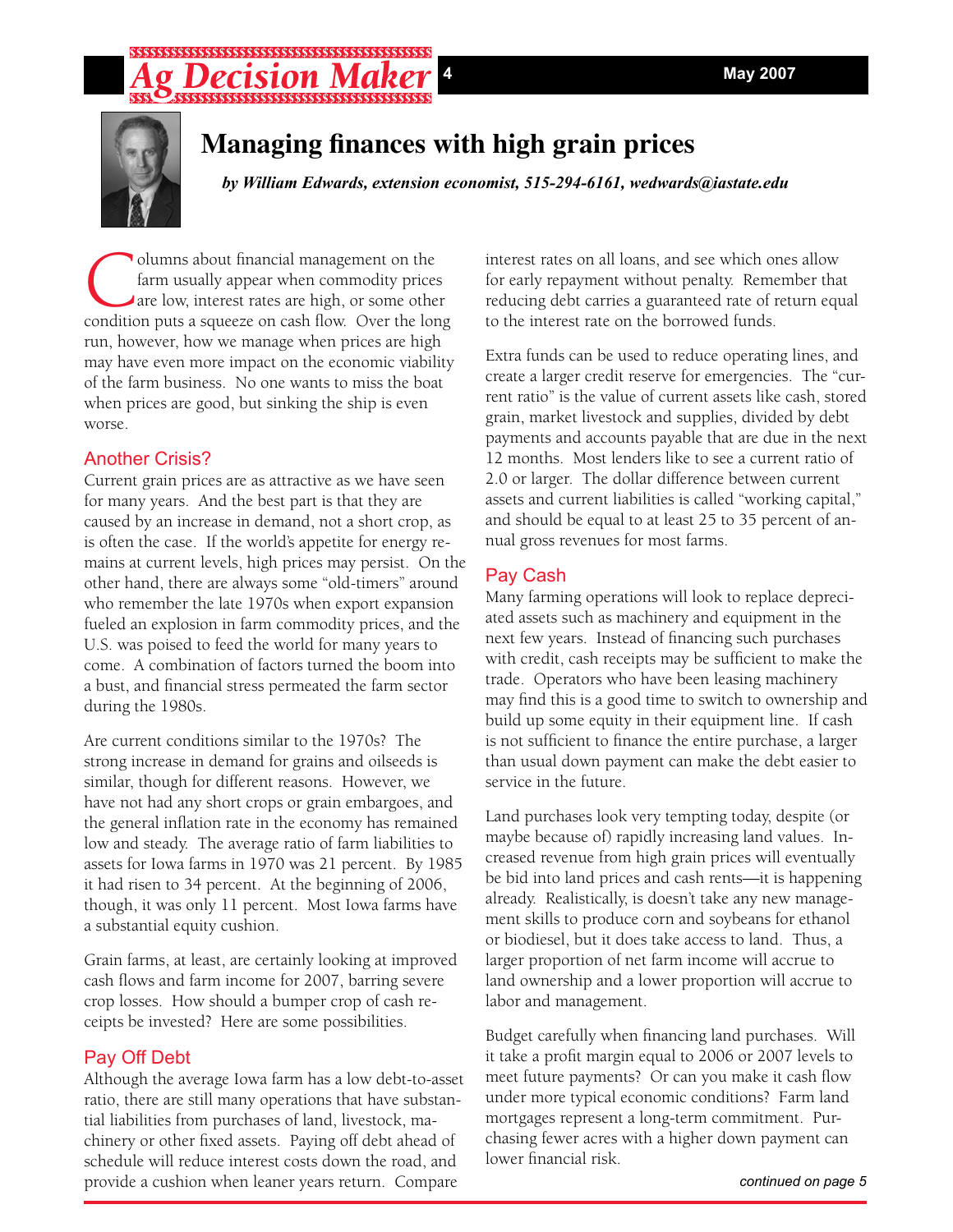# Managing finances with high grain prices

***by William Edwards, extension economist, 515-294-6161, wedwards@iastate.edu***

Columns about financial management on the farm usually appear when commodity prices are low, interest rates are high, or some other condition puts a squeeze on cash flow. Over the long run, however, how we manage when prices are high may have even more impact on the economic viability of the farm business. No one wants to miss the boat when prices are good, but sinking the ship is even worse.

## Another Crisis?

Current grain prices are as attractive as we have seen for many years. And the best part is that they are caused by an increase in demand, not a short crop, as is often the case. If the world's appetite for energy remains at current levels, high prices may persist. On the other hand, there are always some "old-timers" around who remember the late 1970s when export expansion fueled an explosion in farm commodity prices, and the U.S. was poised to feed the world for many years to come. A combination of factors turned the boom into a bust, and financial stress permeated the farm sector during the 1980s.

Are current conditions similar to the 1970s? The strong increase in demand for grains and oilseeds is similar, though for different reasons. However, we have not had any short crops or grain embargoes, and the general inflation rate in the economy has remained low and steady. The average ratio of farm liabilities to assets for Iowa farms in 1970 was 21 percent. By 1985 it had risen to 34 percent. At the beginning of 2006, though, it was only 11 percent. Most Iowa farms have a substantial equity cushion.

Grain farms, at least, are certainly looking at improved cash flows and farm income for 2007, barring severe crop losses. How should a bumper crop of cash receipts be invested? Here are some possibilities.

## Pay Off Debt

Although the average Iowa farm has a low debt-to-asset ratio, there are still many operations that have substantial liabilities from purchases of land, livestock, machinery or other fixed assets. Paying off debt ahead of schedule will reduce interest costs down the road, and provide a cushion when leaner years return. Compare interest rates on all loans, and see which ones allow for early repayment without penalty. Remember that reducing debt carries a guaranteed rate of return equal to the interest rate on the borrowed funds.

Extra funds can be used to reduce operating lines, and create a larger credit reserve for emergencies. The "current ratio" is the value of current assets like cash, stored grain, market livestock and supplies, divided by debt payments and accounts payable that are due in the next 12 months. Most lenders like to see a current ratio of 2.0 or larger. The dollar difference between current assets and current liabilities is called "working capital," and should be equal to at least 25 to 35 percent of annual gross revenues for most farms.

## Pay Cash

Many farming operations will look to replace depreciated assets such as machinery and equipment in the next few years. Instead of financing such purchases with credit, cash receipts may be sufficient to make the trade. Operators who have been leasing machinery may find this is a good time to switch to ownership and build up some equity in their equipment line. If cash is not sufficient to finance the entire purchase, a larger than usual down payment can make the debt easier to service in the future.

Land purchases look very tempting today, despite (or maybe because of) rapidly increasing land values. Increased revenue from high grain prices will eventually be bid into land prices and cash rents—it is happening already. Realistically, is doesn't take any new management skills to produce corn and soybeans for ethanol or biodiesel, but it does take access to land. Thus, a larger proportion of net farm income will accrue to land ownership and a lower proportion will accrue to labor and management.

Budget carefully when financing land purchases. Will it take a profit margin equal to 2006 or 2007 levels to meet future payments? Or can you make it cash flow under more typical economic conditions? Farm land mortgages represent a long-term commitment. Purchasing fewer acres with a higher down payment can lower financial risk.

*continued on page 5*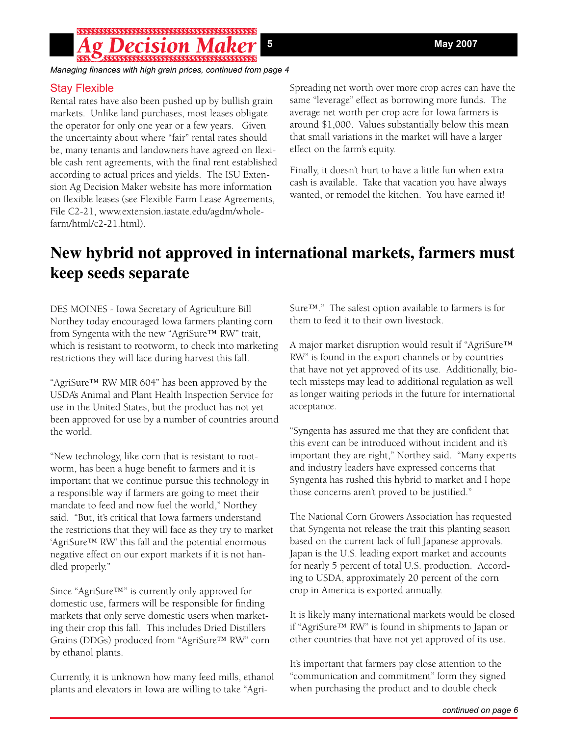*Managing finances with high grain prices, continued from page 4*

## Stay Flexible

Rental rates have also been pushed up by bullish grain markets. Unlike land purchases, most leases obligate the operator for only one year or a few years. Given the uncertainty about where "fair" rental rates should be, many tenants and landowners have agreed on flexible cash rent agreements, with the final rent established according to actual prices and yields. The ISU Extension Ag Decision Maker website has more information on flexible leases (see Flexible Farm Lease Agreements, File C2-21, www.extension.iastate.edu/agdm/wholefarm/html/c2-21.html).

Spreading net worth over more crop acres can have the same "leverage" effect as borrowing more funds. The average net worth per crop acre for Iowa farmers is around $1,000. Values substantially below this mean that small variations in the market will have a larger effect on the farm's equity.

Finally, it doesn't hurt to have a little fun when extra cash is available. Take that vacation you have always wanted, or remodel the kitchen. You have earned it!

# New hybrid not approved in international markets, farmers must keep seeds separate

DES MOINES - Iowa Secretary of Agriculture Bill Northey today encouraged Iowa farmers planting corn from Syngenta with the new "AgriSure™ RW" trait, which is resistant to rootworm, to check into marketing restrictions they will face during harvest this fall.

"AgriSure™ RW MIR 604" has been approved by the USDA's Animal and Plant Health Inspection Service for use in the United States, but the product has not yet been approved for use by a number of countries around the world.

"New technology, like corn that is resistant to rootworm, has been a huge benefit to farmers and it is important that we continue pursue this technology in a responsible way if farmers are going to meet their mandate to feed and now fuel the world," Northey said. "But, it's critical that Iowa farmers understand the restrictions that they will face as they try to market 'AgriSure™ RW' this fall and the potential enormous negative effect on our export markets if it is not handled properly."

Since "AgriSure™" is currently only approved for domestic use, farmers will be responsible for finding markets that only serve domestic users when marketing their crop this fall. This includes Dried Distillers Grains (DDGs) produced from "AgriSure™ RW" corn by ethanol plants.

Currently, it is unknown how many feed mills, ethanol plants and elevators in Iowa are willing to take "AgriSure™." The safest option available to farmers is for them to feed it to their own livestock.

A major market disruption would result if "AgriSure™ RW" is found in the export channels or by countries that have not yet approved of its use. Additionally, biotech missteps may lead to additional regulation as well as longer waiting periods in the future for international acceptance.

"Syngenta has assured me that they are confident that this event can be introduced without incident and it's important they are right," Northey said. "Many experts and industry leaders have expressed concerns that Syngenta has rushed this hybrid to market and I hope those concerns aren't proved to be justified."

The National Corn Growers Association has requested that Syngenta not release the trait this planting season based on the current lack of full Japanese approvals. Japan is the U.S. leading export market and accounts for nearly 5 percent of total U.S. production. According to USDA, approximately 20 percent of the corn crop in America is exported annually.

It is likely many international markets would be closed if "AgriSure™ RW" is found in shipments to Japan or other countries that have not yet approved of its use.

It's important that farmers pay close attention to the "communication and commitment" form they signed when purchasing the product and to double check

*continued on page 6*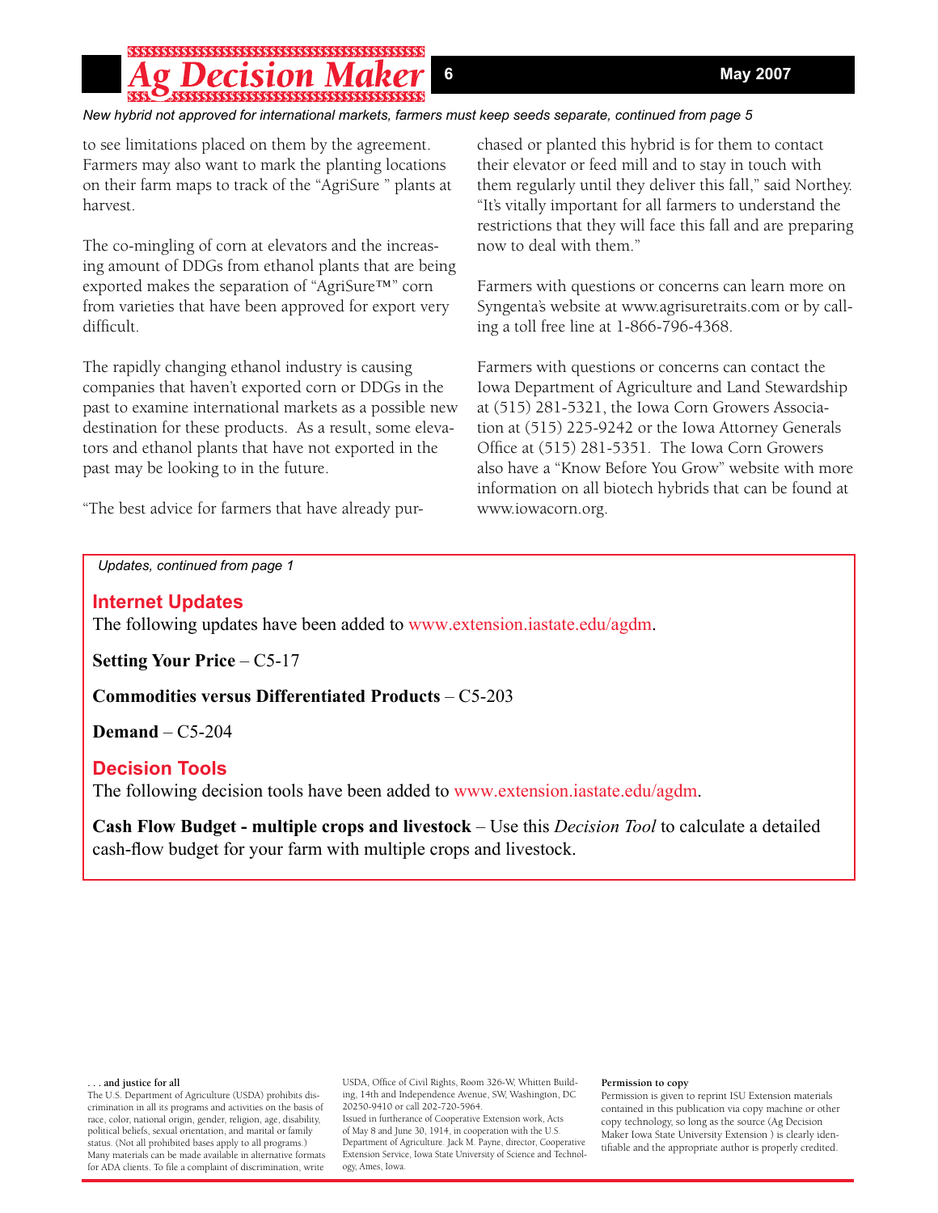*New hybrid not approved for international markets, farmers must keep seeds separate, continued from page 5*

to see limitations placed on them by the agreement. Farmers may also want to mark the planting locations on their farm maps to track of the "AgriSure " plants at harvest.

The co-mingling of corn at elevators and the increasing amount of DDGs from ethanol plants that are being exported makes the separation of "AgriSure™" corn from varieties that have been approved for export very difficult.

The rapidly changing ethanol industry is causing companies that haven't exported corn or DDGs in the past to examine international markets as a possible new destination for these products. As a result, some elevators and ethanol plants that have not exported in the past may be looking to in the future.

"The best advice for farmers that have already purchased or planted this hybrid is for them to contact their elevator or feed mill and to stay in touch with them regularly until they deliver this fall," said Northey. "It's vitally important for all farmers to understand the restrictions that they will face this fall and are preparing now to deal with them."

Farmers with questions or concerns can learn more on Syngenta's website at www.agrisuretraits.com or by calling a toll free line at 1-866-796-4368.

Farmers with questions or concerns can contact the Iowa Department of Agriculture and Land Stewardship at (515) 281-5321, the Iowa Corn Growers Association at (515) 225-9242 or the Iowa Attorney Generals Office at (515) 281-5351. The Iowa Corn Growers also have a "Know Before You Grow" website with more information on all biotech hybrids that can be found at www.iowacorn.org.

*Updates, continued from page 1*

## Internet Updates

The following updates have been added to www.extension.iastate.edu/agdm.

**Setting Your Price** – C5-17

**Commodities versus Differentiated Products** – C5-203

**Demand** – C5-204

## Decision Tools

The following decision tools have been added to www.extension.iastate.edu/agdm.

**Cash Flow Budget - multiple crops and livestock** – Use this *Decision Tool* to calculate a detailed cash-flow budget for your farm with multiple crops and livestock.

**. . . and justice for all**
The U.S. Department of Agriculture (USDA) prohibits discrimination in all its programs and activities on the basis of race, color, national origin, gender, religion, age, disability, political beliefs, sexual orientation, and marital or family status. (Not all prohibited bases apply to all programs.) Many materials can be made available in alternative formats for ADA clients. To file a complaint of discrimination, write USDA, Office of Civil Rights, Room 326-W, Whitten Building, 14th and Independence Avenue, SW, Washington, DC 20250-9410 or call 202-720-5964.
Issued in furtherance of Cooperative Extension work, Acts of May 8 and June 30, 1914, in cooperation with the U.S. Department of Agriculture. Jack M. Payne, director, Cooperative Extension Service, Iowa State University of Science and Technology, Ames, Iowa.

**Permission to copy**
Permission is given to reprint ISU Extension materials contained in this publication via copy machine or other copy technology, so long as the source (Ag Decision Maker Iowa State University Extension ) is clearly identifiable and the appropriate author is properly credited.